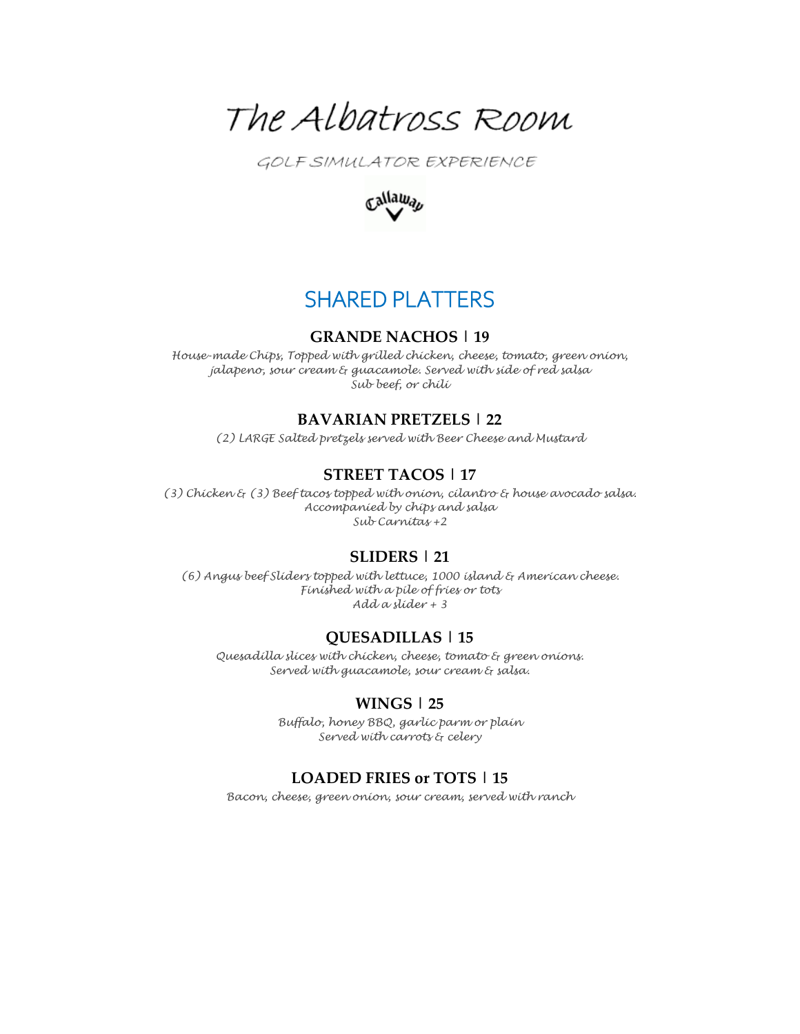# The Albatross Room

GOLF SIMULATOR EXPERIENCE

Callaway

## SHARED PLATTERS

### GRANDE NACHOS | 19

*House-made Chips, Topped with grilled chicken, cheese, tomato, green onion, jalapeno, sour cream & guacamole. Served with side of red salsa*
*Sub beef, or chili*

### BAVARIAN PRETZELS | 22

*(2) LARGE Salted pretzels served with Beer Cheese and Mustard*

### STREET TACOS | 17

*(3) Chicken & (3) Beef tacos topped with onion, cilantro & house avocado salsa. Accompanied by chips and salsa*
*Sub Carnitas +2*

### SLIDERS | 21

*(6) Angus beef Sliders topped with lettuce, 1000 island & American cheese. Finished with a pile of fries or tots*
*Add a slider + 3*

### QUESADILLAS | 15

*Quesadilla slices with chicken, cheese, tomato & green onions. Served with guacamole, sour cream & salsa.*

### WINGS | 25

*Buffalo, honey BBQ, garlic parm or plain*
*Served with carrots & celery*

### LOADED FRIES or TOTS | 15

*Bacon, cheese, green onion, sour cream, served with ranch*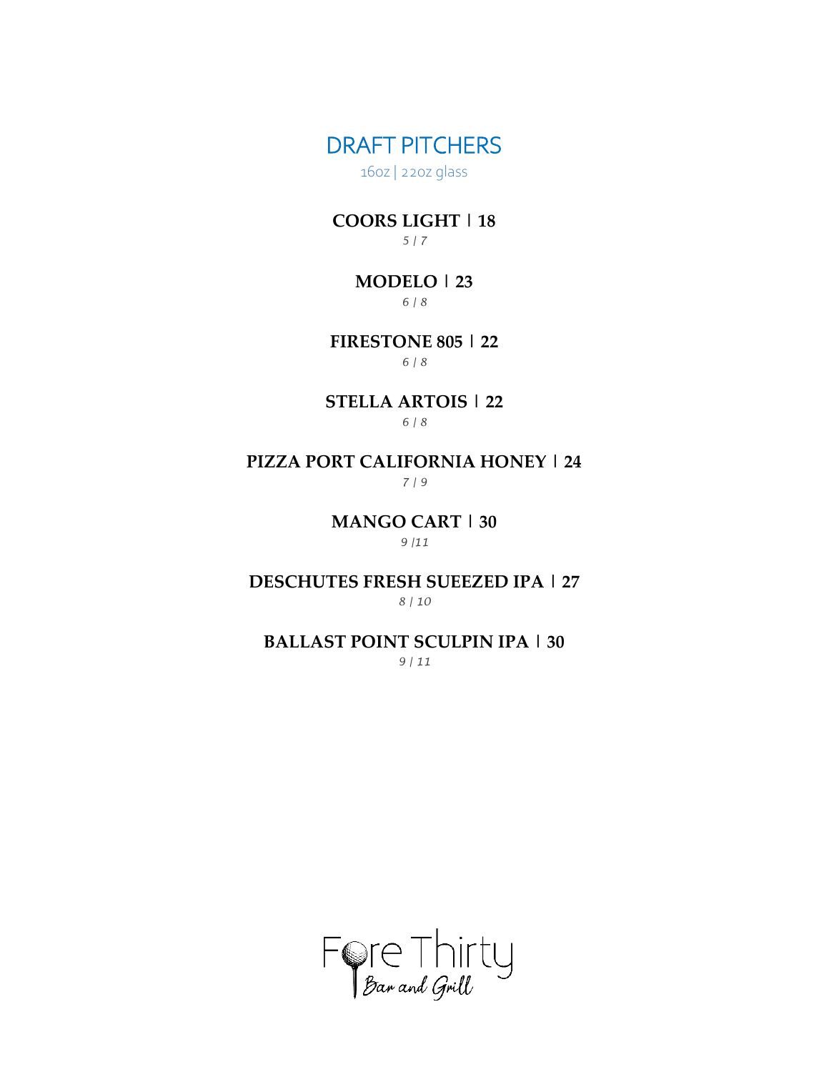# DRAFT PITCHERS

16oz | 22oz glass

**COORS LIGHT | 18**

*5 | 7*

**MODELO | 23**

*6 | 8*

**FIRESTONE 805 | 22**

*6 | 8*

**STELLA ARTOIS | 22**

*6 | 8*

**PIZZA PORT CALIFORNIA HONEY | 24**

*7 | 9*

**MANGO CART | 30**

*9 |11*

**DESCHUTES FRESH SUEEZED IPA | 27**

*8 | 10*

**BALLAST POINT SCULPIN IPA | 30**

*9 | 11*

Fore Thirty
Bar and Grill